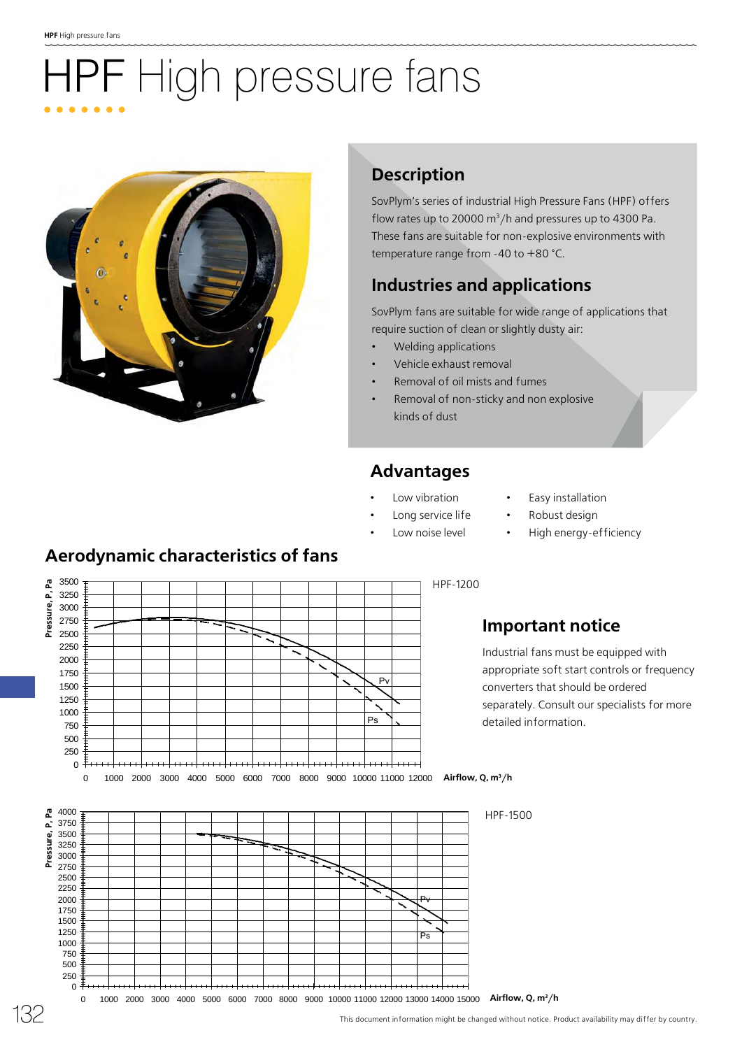# HPF High pressure fans

## Description

SovPlym's series of industrial High Pressure Fans (HPF) offers flow rates up to 20000 $m^3$/h and pressures up to 4300 Pa. These fans are suitable for non-explosive environments with temperature range from -40 to +80 °C.

## Industries and applications

SovPlym fans are suitable for wide range of applications that require suction of clean or slightly dusty air:

- Welding applications
- Vehicle exhaust removal
- Removal of oil mists and fumes
- Removal of non-sticky and non explosive kinds of dust

## Advantages

- Low vibration
- Long service life
- Low noise level
- Easy installation
- Robust design
- High energy-efficiency

## Aerodynamic characteristics of fans

HPF-1200

Pressure, P, Pa: 0–3500; Airflow, Q, $m^3$/h: 0–12000; curves Pv, Ps

HPF-1500

Pressure, P, Pa: 0–4000; Airflow, Q, $m^3$/h: 0–15000; curves Pv, Ps

## Important notice

Industrial fans must be equipped with appropriate soft start controls or frequency converters that should be ordered separately. Consult our specialists for more detailed information.

This document information might be changed without notice. Product availability may differ by country.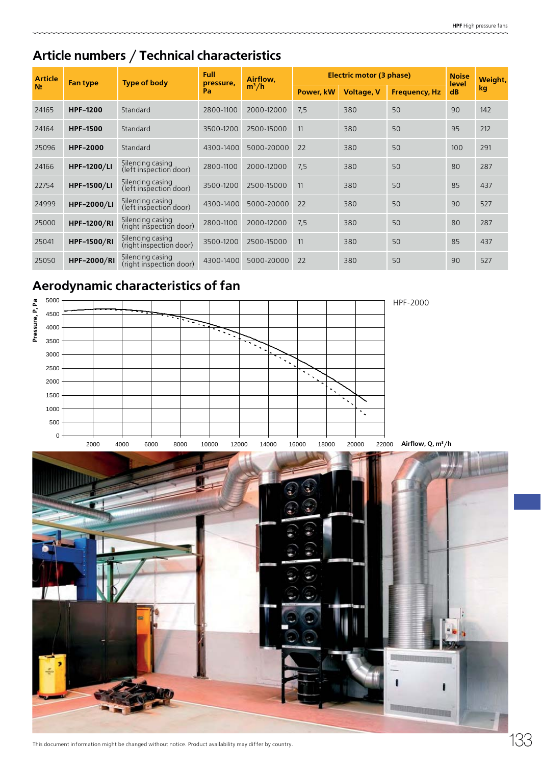## Article numbers / Technical characteristics

| Article № | Fan type | Type of body | Full pressure, Pa | Airflow, $m^3/h$ | Electric motor (3 phase) | | | Noise level dB | Weight, kg |
|---|---|---|---|---|---|---|---|---|---|
| | | | | | Power, kW | Voltage, V | Frequency, Hz | | |
| 24165 | **HPF-1200** | Standard | 2800-1100 | 2000-12000 | 7,5 | 380 | 50 | 90 | 142 |
| 24164 | **HPF-1500** | Standard | 3500-1200 | 2500-15000 | 11 | 380 | 50 | 95 | 212 |
| 25096 | **HPF-2000** | Standard | 4300-1400 | 5000-20000 | 22 | 380 | 50 | 100 | 291 |
| 24166 | **HPF-1200/LI** | Silencing casing (left inspection door) | 2800-1100 | 2000-12000 | 7,5 | 380 | 50 | 80 | 287 |
| 22754 | **HPF-1500/LI** | Silencing casing (left inspection door) | 3500-1200 | 2500-15000 | 11 | 380 | 50 | 85 | 437 |
| 24999 | **HPF-2000/LI** | Silencing casing (left inspection door) | 4300-1400 | 5000-20000 | 22 | 380 | 50 | 90 | 527 |
| 25000 | **HPF-1200/RI** | Silencing casing (right inspection door) | 2800-1100 | 2000-12000 | 7,5 | 380 | 50 | 80 | 287 |
| 25041 | **HPF-1500/RI** | Silencing casing (right inspection door) | 3500-1200 | 2500-15000 | 11 | 380 | 50 | 85 | 437 |
| 25050 | **HPF-2000/RI** | Silencing casing (right inspection door) | 4300-1400 | 5000-20000 | 22 | 380 | 50 | 90 | 527 |

## Aerodynamic characteristics of fan

HPF-2000

Pressure, P, Pa

5000
4500
4000
3500
3000
2500
2000
1500
1000
500
0

2000 4000 6000 8000 10000 12000 14000 16000 18000 20000 22000

Airflow, Q, $m^3/h$

This document information might be changed without notice. Product availability may differ by country.